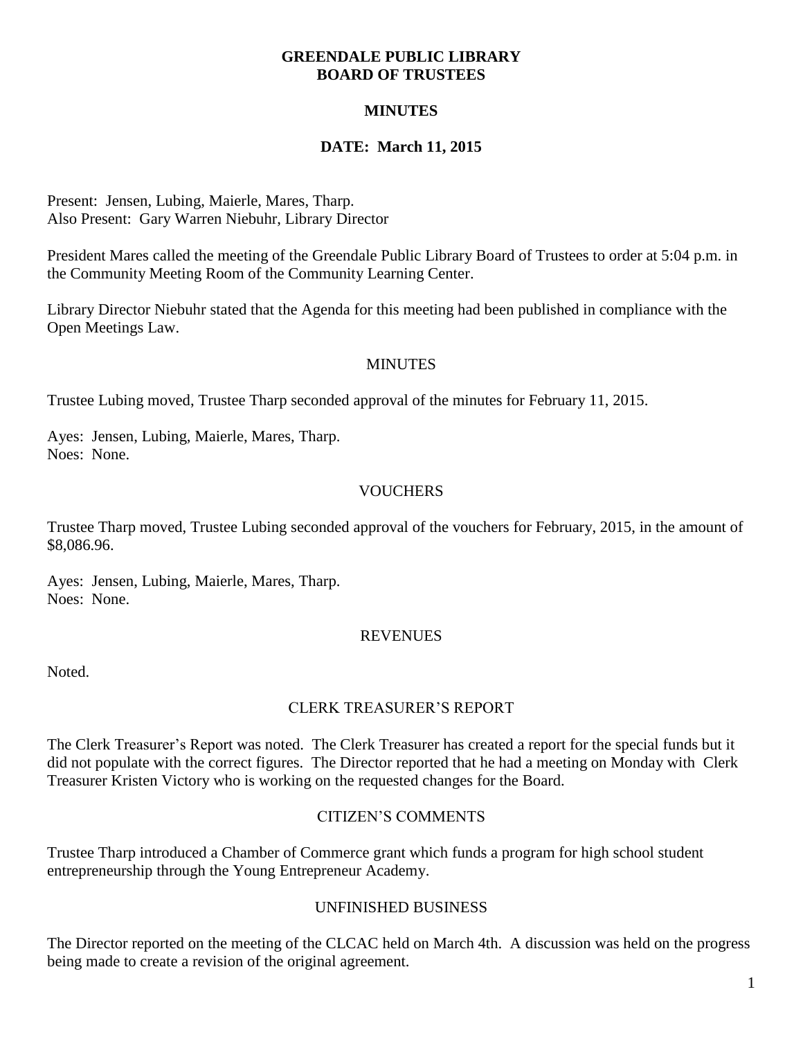# GREENDALE PUBLIC LIBRARY
# BOARD OF TRUSTEES

## MINUTES

## DATE: March 11, 2015

Present: Jensen, Lubing, Maierle, Mares, Tharp.
Also Present: Gary Warren Niebuhr, Library Director

President Mares called the meeting of the Greendale Public Library Board of Trustees to order at 5:04 p.m. in the Community Meeting Room of the Community Learning Center.

Library Director Niebuhr stated that the Agenda for this meeting had been published in compliance with the Open Meetings Law.

### MINUTES

Trustee Lubing moved, Trustee Tharp seconded approval of the minutes for February 11, 2015.

Ayes: Jensen, Lubing, Maierle, Mares, Tharp.
Noes: None.

### VOUCHERS

Trustee Tharp moved, Trustee Lubing seconded approval of the vouchers for February, 2015, in the amount of $8,086.96.

Ayes: Jensen, Lubing, Maierle, Mares, Tharp.
Noes: None.

### REVENUES

Noted.

### CLERK TREASURER'S REPORT

The Clerk Treasurer's Report was noted. The Clerk Treasurer has created a report for the special funds but it did not populate with the correct figures. The Director reported that he had a meeting on Monday with Clerk Treasurer Kristen Victory who is working on the requested changes for the Board.

### CITIZEN'S COMMENTS

Trustee Tharp introduced a Chamber of Commerce grant which funds a program for high school student entrepreneurship through the Young Entrepreneur Academy.

### UNFINISHED BUSINESS

The Director reported on the meeting of the CLCAC held on March 4th. A discussion was held on the progress being made to create a revision of the original agreement.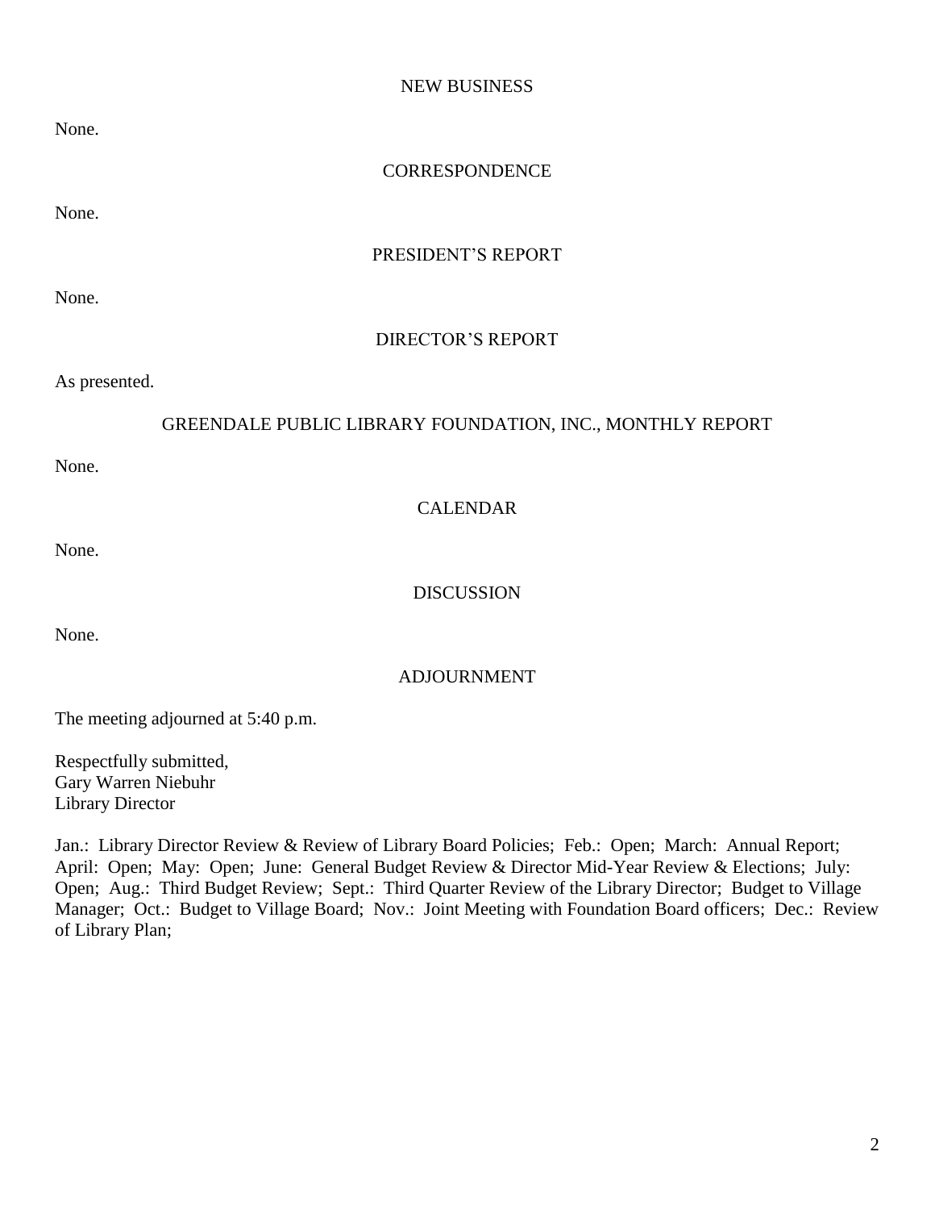## NEW BUSINESS

None.

## CORRESPONDENCE

None.

## PRESIDENT'S REPORT

None.

## DIRECTOR'S REPORT

As presented.

## GREENDALE PUBLIC LIBRARY FOUNDATION, INC., MONTHLY REPORT

None.

## CALENDAR

None.

## DISCUSSION

None.

## ADJOURNMENT

The meeting adjourned at 5:40 p.m.

Respectfully submitted,
Gary Warren Niebuhr
Library Director

Jan.: Library Director Review & Review of Library Board Policies; Feb.: Open; March: Annual Report; April: Open; May: Open; June: General Budget Review & Director Mid-Year Review & Elections; July: Open; Aug.: Third Budget Review; Sept.: Third Quarter Review of the Library Director; Budget to Village Manager; Oct.: Budget to Village Board; Nov.: Joint Meeting with Foundation Board officers; Dec.: Review of Library Plan;